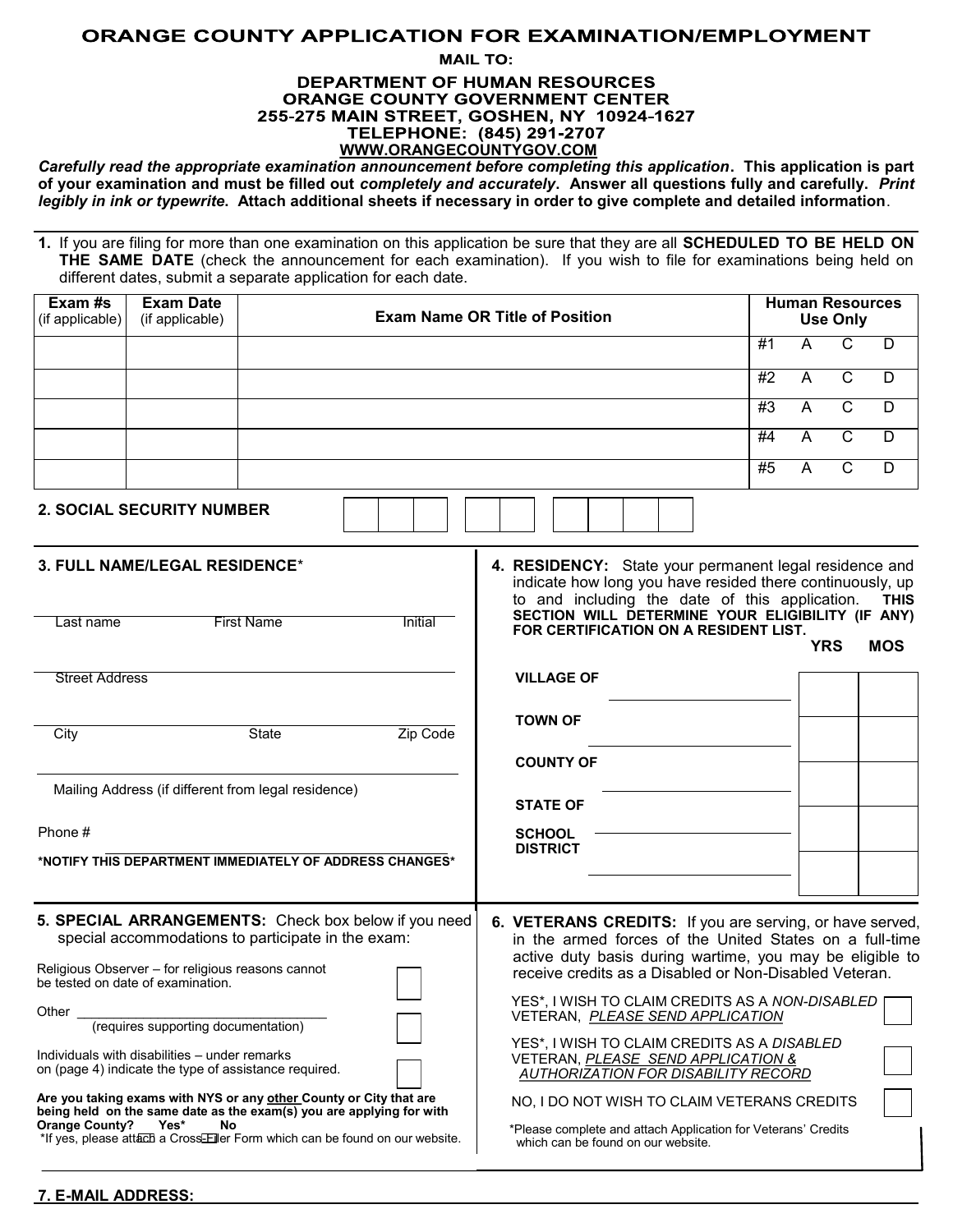# ORANGE COUNTY APPLICATION FOR EXAMINATION/EMPLOYMENT

**MAIL TO:**

**DEPARTMENT OF HUMAN RESOURCES**
**ORANGE COUNTY GOVERNMENT CENTER**
**255-275 MAIN STREET, GOSHEN, NY 10924-1627**
**TELEPHONE: (845) 291-2707**
**WWW.ORANGECOUNTYGOV.COM**

***Carefully read the appropriate examination announcement before completing this application*. This application is part of your examination and must be filled out *completely and accurately*. Answer all questions fully and carefully. *Print legibly in ink or typewrite*. Attach additional sheets if necessary in order to give complete and detailed information**.

**1.** If you are filing for more than one examination on this application be sure that they are all **SCHEDULED TO BE HELD ON THE SAME DATE** (check the announcement for each examination). If you wish to file for examinations being held on different dates, submit a separate application for each date.

| Exam #s (if applicable) | Exam Date (if applicable) | Exam Name OR Title of Position | Human Resources Use Only |
|---|---|---|---|
| | | | #1 A C D |
| | | | #2 A C D |
| | | | #3 A C D |
| | | | #4 A C D |
| | | | #5 A C D |

**2. SOCIAL SECURITY NUMBER** ☐☐☐ ☐☐ ☐☐☐☐

**3. FULL NAME/LEGAL RESIDENCE***

Last name First Name Initial

Street Address

City State Zip Code

Mailing Address (if different from legal residence)

Phone #

**\*NOTIFY THIS DEPARTMENT IMMEDIATELY OF ADDRESS CHANGES\***

**4. RESIDENCY:** State your permanent legal residence and indicate how long you have resided there continuously, up to and including the date of this application. **THIS SECTION WILL DETERMINE YOUR ELIGIBILITY (IF ANY) FOR CERTIFICATION ON A RESIDENT LIST.**

| | | YRS | MOS |
|---|---|---|---|
| **VILLAGE OF** | | | |
| **TOWN OF** | | | |
| **COUNTY OF** | | | |
| **STATE OF** | | | |
| **SCHOOL DISTRICT** | | | |

**5. SPECIAL ARRANGEMENTS:** Check box below if you need special accommodations to participate in the exam:

Religious Observer – for religious reasons cannot be tested on date of examination. ☐

Other ______________________________ ☐
(requires supporting documentation)

Individuals with disabilities – under remarks on (page 4) indicate the type of assistance required. ☐

**Are you taking exams with NYS or any other County or City that are being held on the same date as the exam(s) you are applying for with Orange County? Yes\* No**
\*If yes, please attach a Cross-Filer Form which can be found on our website.

**6. VETERANS CREDITS:** If you are serving, or have served, in the armed forces of the United States on a full-time active duty basis during wartime, you may be eligible to receive credits as a Disabled or Non-Disabled Veteran.

YES\*, I WISH TO CLAIM CREDITS AS A *NON-DISABLED* VETERAN, *PLEASE SEND APPLICATION* ☐

YES\*, I WISH TO CLAIM CREDITS AS A *DISABLED* VETERAN, *PLEASE SEND APPLICATION & AUTHORIZATION FOR DISABILITY RECORD* ☐

NO, I DO NOT WISH TO CLAIM VETERANS CREDITS ☐

\*Please complete and attach Application for Veterans' Credits which can be found on our website.

**7. E-MAIL ADDRESS:**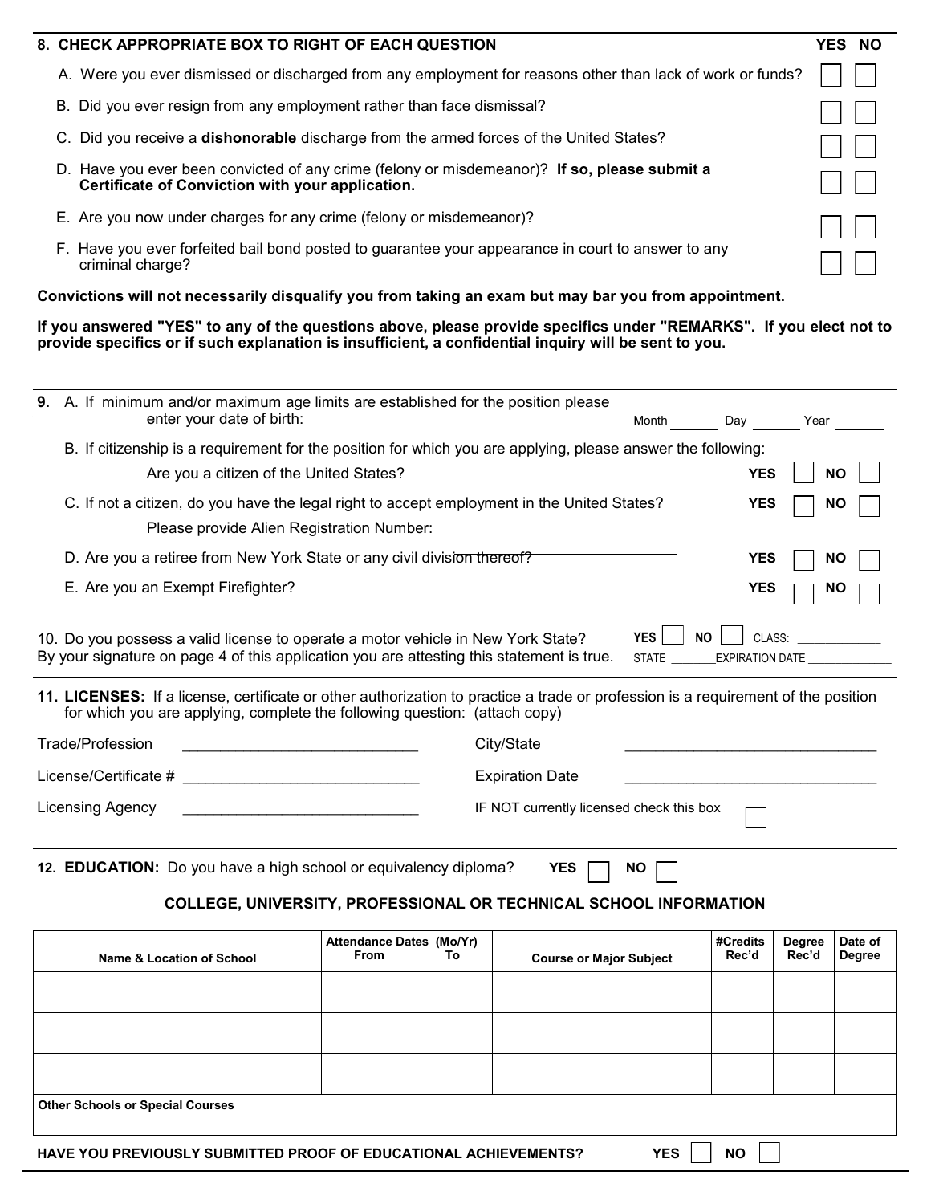**8. CHECK APPROPRIATE BOX TO RIGHT OF EACH QUESTION** **YES NO**

A. Were you ever dismissed or discharged from any employment for reasons other than lack of work or funds? ☐ ☐

B. Did you ever resign from any employment rather than face dismissal? ☐ ☐

C. Did you receive a **dishonorable** discharge from the armed forces of the United States? ☐ ☐

D. Have you ever been convicted of any crime (felony or misdemeanor)? **If so, please submit a Certificate of Conviction with your application.** ☐ ☐

E. Are you now under charges for any crime (felony or misdemeanor)? ☐ ☐

F. Have you ever forfeited bail bond posted to guarantee your appearance in court to answer to any criminal charge? ☐ ☐

**Convictions will not necessarily disqualify you from taking an exam but may bar you from appointment.**

**If you answered "YES" to any of the questions above, please provide specifics under "REMARKS". If you elect not to provide specifics or if such explanation is insufficient, a confidential inquiry will be sent to you.**

---

**9.** A. If minimum and/or maximum age limits are established for the position please enter your date of birth: Month ______ Day ______ Year ______

B. If citizenship is a requirement for the position for which you are applying, please answer the following:

Are you a citizen of the United States? **YES** ☐ **NO** ☐

C. If not a citizen, do you have the legal right to accept employment in the United States? **YES** ☐ **NO** ☐

Please provide Alien Registration Number: ______________________

D. Are you a retiree from New York State or any civil division thereof? **YES** ☐ **NO** ☐

E. Are you an Exempt Firefighter? **YES** ☐ **NO** ☐

10. Do you possess a valid license to operate a motor vehicle in New York State? **YES** ☐ **NO** ☐ CLASS: ____________
By your signature on page 4 of this application you are attesting this statement is true. STATE ______ EXPIRATION DATE ____________

---

**11. LICENSES:** If a license, certificate or other authorization to practice a trade or profession is a requirement of the position for which you are applying, complete the following question: (attach copy)

Trade/Profession ____________________________ City/State ______________________________

License/Certificate # ____________________________ Expiration Date ______________________________

Licensing Agency ____________________________ IF NOT currently licensed check this box ☐

---

**12. EDUCATION:** Do you have a high school or equivalency diploma? **YES** ☐ **NO** ☐

**COLLEGE, UNIVERSITY, PROFESSIONAL OR TECHNICAL SCHOOL INFORMATION**

| Name & Location of School | Attendance Dates (Mo/Yr) From To | Course or Major Subject | #Credits Rec'd | Degree Rec'd | Date of Degree |
|---|---|---|---|---|---|
| | | | | | |
| | | | | | |
| | | | | | |
| **Other Schools or Special Courses** | | | | | |

**HAVE YOU PREVIOUSLY SUBMITTED PROOF OF EDUCATIONAL ACHIEVEMENTS?** **YES** ☐ **NO** ☐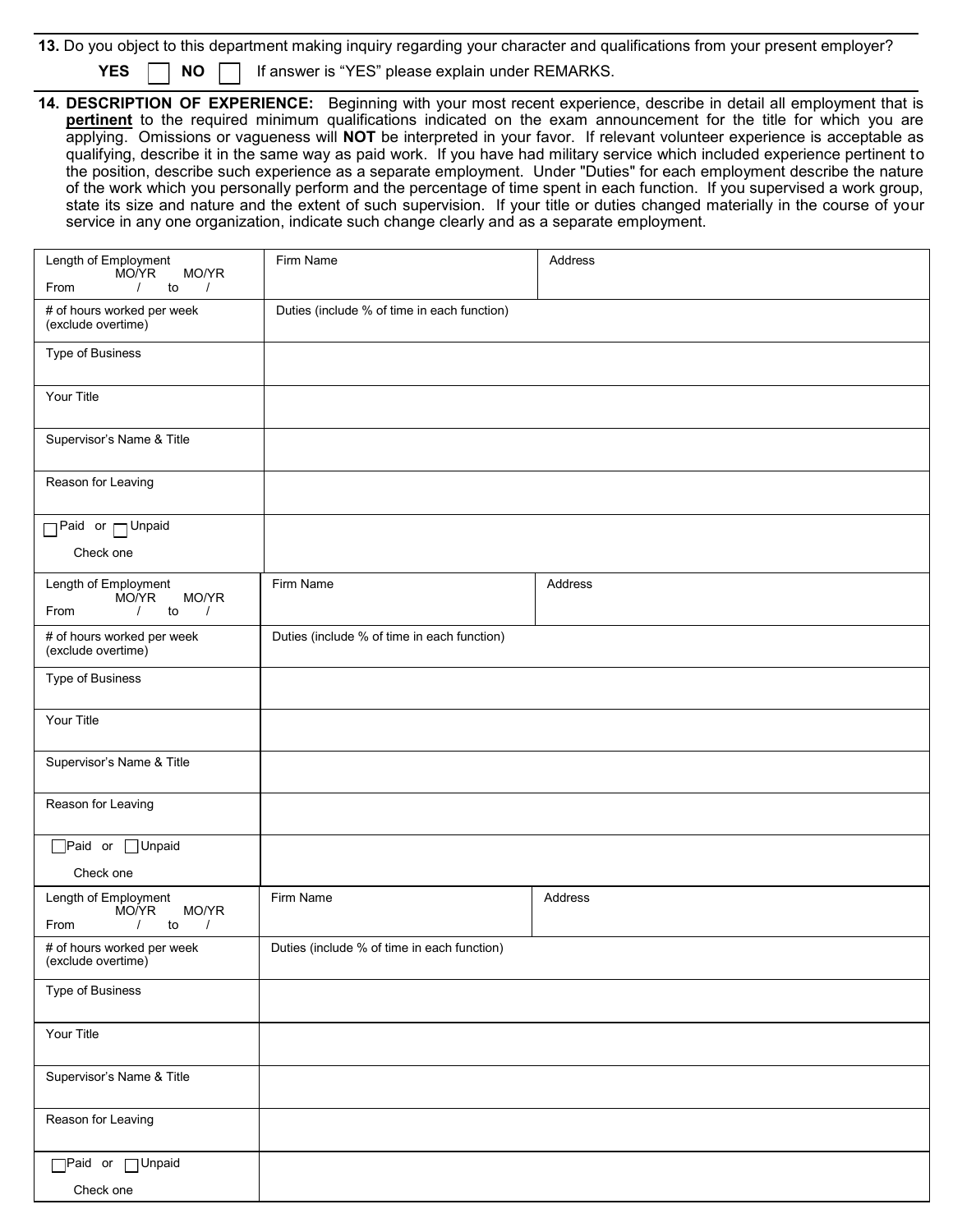**13.** Do you object to this department making inquiry regarding your character and qualifications from your present employer?

**YES** ☐ **NO** ☐ If answer is "YES" please explain under REMARKS.

**14. DESCRIPTION OF EXPERIENCE:** Beginning with your most recent experience, describe in detail all employment that is **pertinent** to the required minimum qualifications indicated on the exam announcement for the title for which you are applying. Omissions or vagueness will **NOT** be interpreted in your favor. If relevant volunteer experience is acceptable as qualifying, describe it in the same way as paid work. If you have had military service which included experience pertinent to the position, describe such experience as a separate employment. Under "Duties" for each employment describe the nature of the work which you personally perform and the percentage of time spent in each function. If you supervised a work group, state its size and nature and the extent of such supervision. If your title or duties changed materially in the course of your service in any one organization, indicate such change clearly and as a separate employment.

| | | |
|---|---|---|
| Length of Employment<br>MO/YR MO/YR<br>From / to / | Firm Name | Address |
| # of hours worked per week (exclude overtime) | Duties (include % of time in each function) | |
| Type of Business | | |
| Your Title | | |
| Supervisor's Name & Title | | |
| Reason for Leaving | | |
| ☐ Paid or ☐ Unpaid<br>Check one | | |

| | | |
|---|---|---|
| Length of Employment<br>MO/YR MO/YR<br>From / to / | Firm Name | Address |
| # of hours worked per week (exclude overtime) | Duties (include % of time in each function) | |
| Type of Business | | |
| Your Title | | |
| Supervisor's Name & Title | | |
| Reason for Leaving | | |
| ☐ Paid or ☐ Unpaid<br>Check one | | |

| | | |
|---|---|---|
| Length of Employment<br>MO/YR MO/YR<br>From / to / | Firm Name | Address |
| # of hours worked per week (exclude overtime) | Duties (include % of time in each function) | |
| Type of Business | | |
| Your Title | | |
| Supervisor's Name & Title | | |
| Reason for Leaving | | |
| ☐ Paid or ☐ Unpaid<br>Check one | | |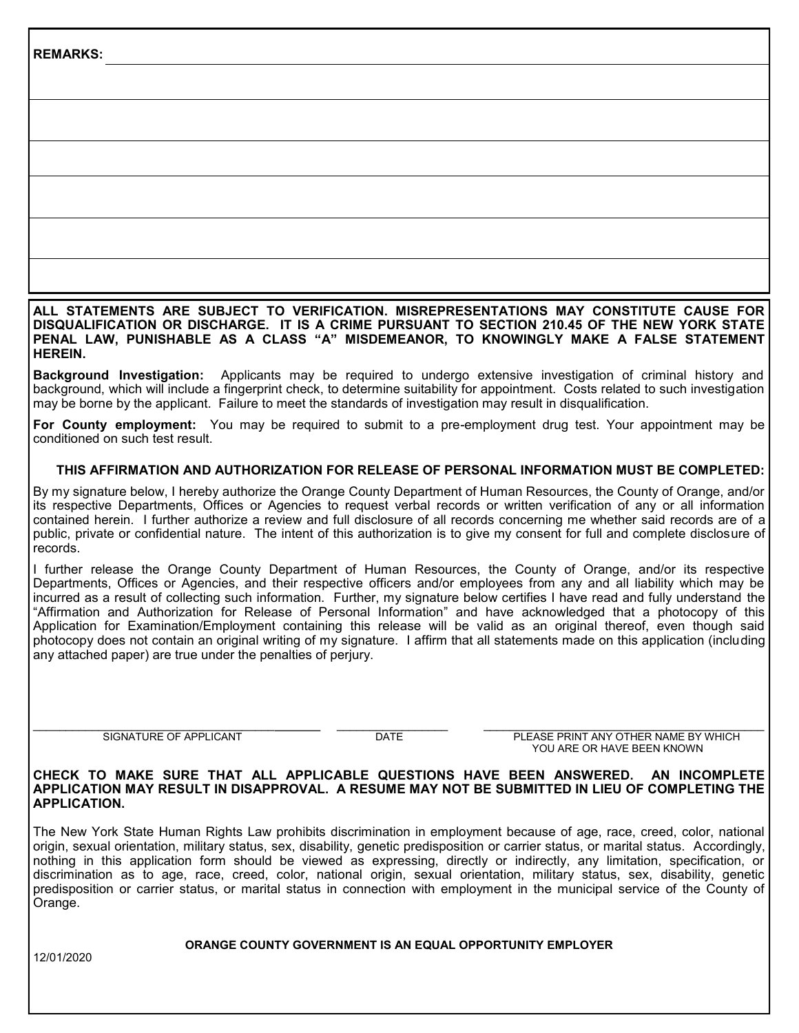**REMARKS:** \_\_\_\_\_\_\_\_\_\_\_\_\_\_\_\_\_\_\_\_\_\_\_\_\_\_\_\_\_\_\_\_\_\_\_\_\_\_\_\_

**ALL STATEMENTS ARE SUBJECT TO VERIFICATION. MISREPRESENTATIONS MAY CONSTITUTE CAUSE FOR DISQUALIFICATION OR DISCHARGE. IT IS A CRIME PURSUANT TO SECTION 210.45 OF THE NEW YORK STATE PENAL LAW, PUNISHABLE AS A CLASS "A" MISDEMEANOR, TO KNOWINGLY MAKE A FALSE STATEMENT HEREIN.**

**Background Investigation:** Applicants may be required to undergo extensive investigation of criminal history and background, which will include a fingerprint check, to determine suitability for appointment. Costs related to such investigation may be borne by the applicant. Failure to meet the standards of investigation may result in disqualification.

**For County employment:** You may be required to submit to a pre-employment drug test. Your appointment may be conditioned on such test result.

**THIS AFFIRMATION AND AUTHORIZATION FOR RELEASE OF PERSONAL INFORMATION MUST BE COMPLETED:**

By my signature below, I hereby authorize the Orange County Department of Human Resources, the County of Orange, and/or its respective Departments, Offices or Agencies to request verbal records or written verification of any or all information contained herein. I further authorize a review and full disclosure of all records concerning me whether said records are of a public, private or confidential nature. The intent of this authorization is to give my consent for full and complete disclosure of records.

I further release the Orange County Department of Human Resources, the County of Orange, and/or its respective Departments, Offices or Agencies, and their respective officers and/or employees from any and all liability which may be incurred as a result of collecting such information. Further, my signature below certifies I have read and fully understand the "Affirmation and Authorization for Release of Personal Information" and have acknowledged that a photocopy of this Application for Examination/Employment containing this release will be valid as an original thereof, even though said photocopy does not contain an original writing of my signature. I affirm that all statements made on this application (including any attached paper) are true under the penalties of perjury.

\_\_\_\_\_\_\_\_\_\_\_\_\_\_\_\_\_\_\_\_\_\_\_\_\_\_\_\_\_\_ SIGNATURE OF APPLICANT

\_\_\_\_\_\_\_\_\_\_\_\_\_\_\_\_ DATE

\_\_\_\_\_\_\_\_\_\_\_\_\_\_\_\_\_\_\_\_\_\_\_\_\_\_\_\_\_\_ PLEASE PRINT ANY OTHER NAME BY WHICH YOU ARE OR HAVE BEEN KNOWN

**CHECK TO MAKE SURE THAT ALL APPLICABLE QUESTIONS HAVE BEEN ANSWERED. AN INCOMPLETE APPLICATION MAY RESULT IN DISAPPROVAL. A RESUME MAY NOT BE SUBMITTED IN LIEU OF COMPLETING THE APPLICATION.**

The New York State Human Rights Law prohibits discrimination in employment because of age, race, creed, color, national origin, sexual orientation, military status, sex, disability, genetic predisposition or carrier status, or marital status. Accordingly, nothing in this application form should be viewed as expressing, directly or indirectly, any limitation, specification, or discrimination as to age, race, creed, color, national origin, sexual orientation, military status, sex, disability, genetic predisposition or carrier status, or marital status in connection with employment in the municipal service of the County of Orange.

**ORANGE COUNTY GOVERNMENT IS AN EQUAL OPPORTUNITY EMPLOYER**

12/01/2020